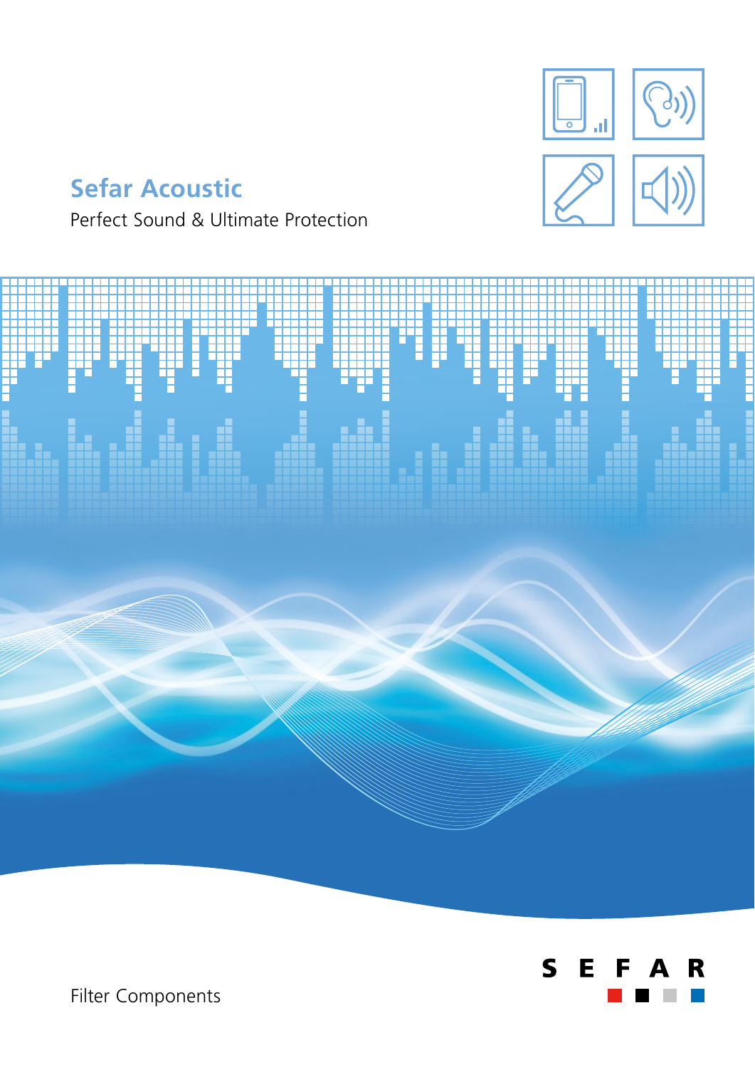# Sefar Acoustic

Perfect Sound & Ultimate Protection

SEFAR

Filter Components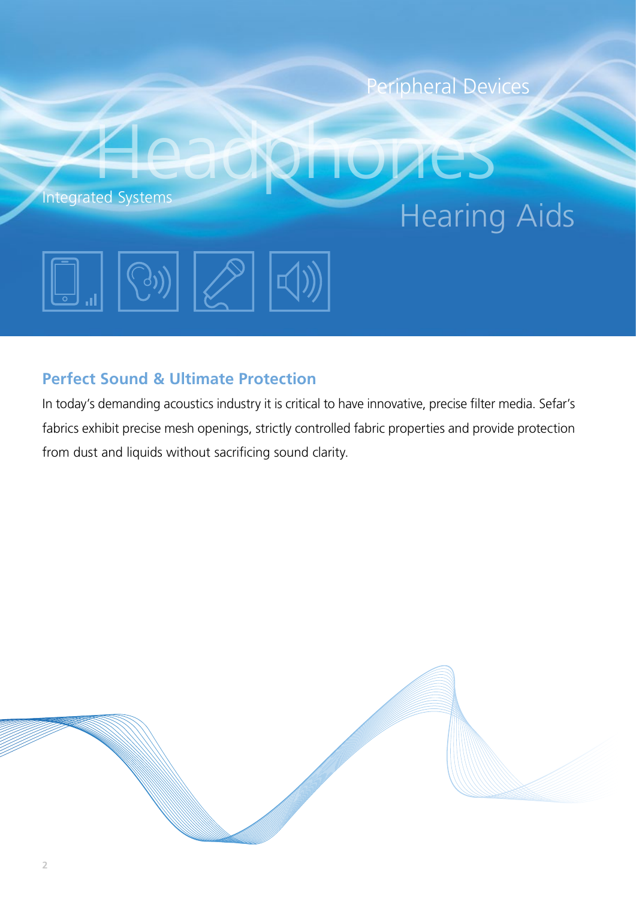Peripheral Devices

Headphones

Integrated Systems

Hearing Aids

## Perfect Sound & Ultimate Protection

In today's demanding acoustics industry it is critical to have innovative, precise filter media. Sefar's fabrics exhibit precise mesh openings, strictly controlled fabric properties and provide protection from dust and liquids without sacrificing sound clarity.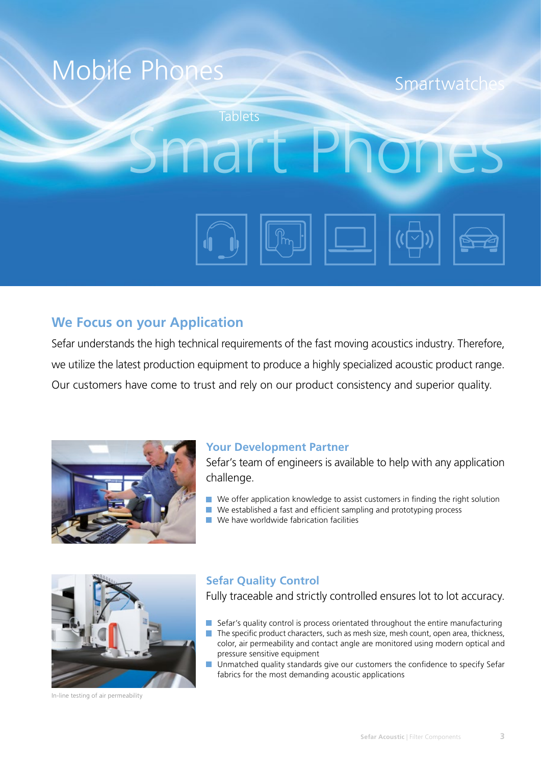Mobile Phones

Smartwatches

Tablets

Smart Phones

## We Focus on your Application

Sefar understands the high technical requirements of the fast moving acoustics industry. Therefore, we utilize the latest production equipment to produce a highly specialized acoustic product range. Our customers have come to trust and rely on our product consistency and superior quality.

### Your Development Partner

Sefar's team of engineers is available to help with any application challenge.

- We offer application knowledge to assist customers in finding the right solution
- We established a fast and efficient sampling and prototyping process
- We have worldwide fabrication facilities

### Sefar Quality Control

Fully traceable and strictly controlled ensures lot to lot accuracy.

- Sefar's quality control is process orientated throughout the entire manufacturing
- The specific product characters, such as mesh size, mesh count, open area, thickness, color, air permeability and contact angle are monitored using modern optical and pressure sensitive equipment
- Unmatched quality standards give our customers the confidence to specify Sefar fabrics for the most demanding acoustic applications

In-line testing of air permeability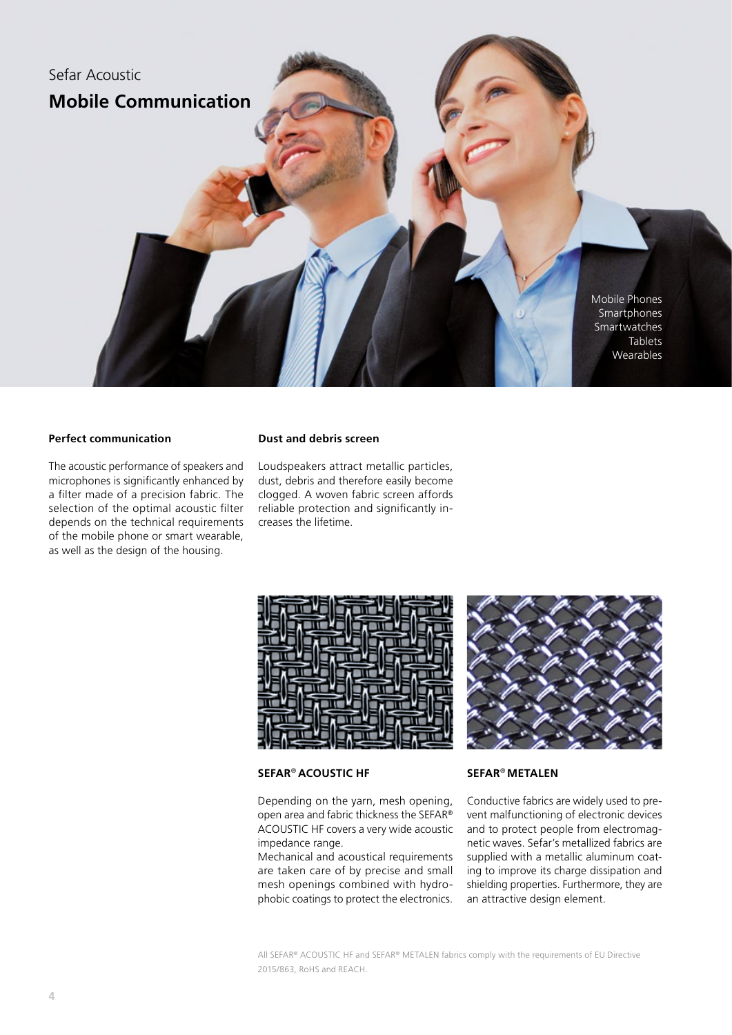Sefar Acoustic

# Mobile Communication

Mobile Phones
Smartphones
Smartwatches
Tablets
Wearables

### Perfect communication

The acoustic performance of speakers and microphones is significantly enhanced by a filter made of a precision fabric. The selection of the optimal acoustic filter depends on the technical requirements of the mobile phone or smart wearable, as well as the design of the housing.

### Dust and debris screen

Loudspeakers attract metallic particles, dust, debris and therefore easily become clogged. A woven fabric screen affords reliable protection and significantly increases the lifetime.

### SEFAR® ACOUSTIC HF

Depending on the yarn, mesh opening, open area and fabric thickness the SEFAR® ACOUSTIC HF covers a very wide acoustic impedance range.
Mechanical and acoustical requirements are taken care of by precise and small mesh openings combined with hydrophobic coatings to protect the electronics.

### SEFAR® METALEN

Conductive fabrics are widely used to prevent malfunctioning of electronic devices and to protect people from electromagnetic waves. Sefar's metallized fabrics are supplied with a metallic aluminum coating to improve its charge dissipation and shielding properties. Furthermore, they are an attractive design element.

All SEFAR® ACOUSTIC HF and SEFAR® METALEN fabrics comply with the requirements of EU Directive 2015/863, RoHS and REACH.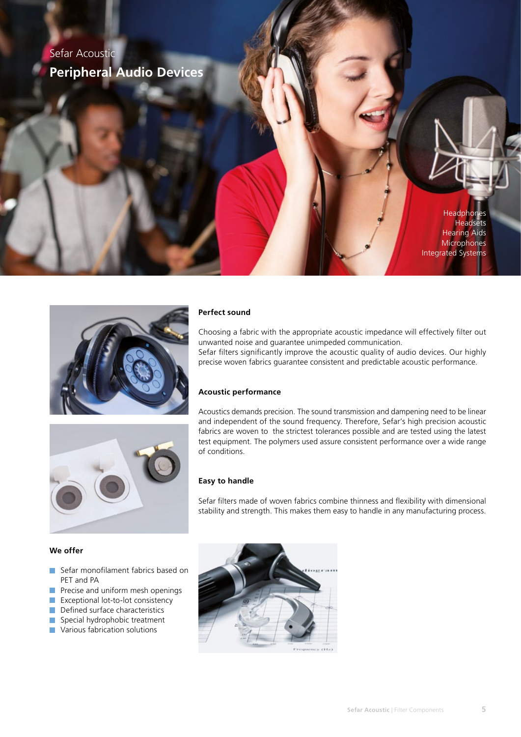Sefar Acoustic

# Peripheral Audio Devices

Headphones
Headsets
Hearing Aids
Microphones
Integrated Systems

## Perfect sound

Choosing a fabric with the appropriate acoustic impedance will effectively filter out unwanted noise and guarantee unimpeded communication.
Sefar filters significantly improve the acoustic quality of audio devices. Our highly precise woven fabrics guarantee consistent and predictable acoustic performance.

## Acoustic performance

Acoustics demands precision. The sound transmission and dampening need to be linear and independent of the sound frequency. Therefore, Sefar's high precision acoustic fabrics are woven to the strictest tolerances possible and are tested using the latest test equipment. The polymers used assure consistent performance over a wide range of conditions.

## Easy to handle

Sefar filters made of woven fabrics combine thinness and flexibility with dimensional stability and strength. This makes them easy to handle in any manufacturing process.

## We offer

- Sefar monofilament fabrics based on PET and PA
- Precise and uniform mesh openings
- Exceptional lot-to-lot consistency
- Defined surface characteristics
- Special hydrophobic treatment
- Various fabrication solutions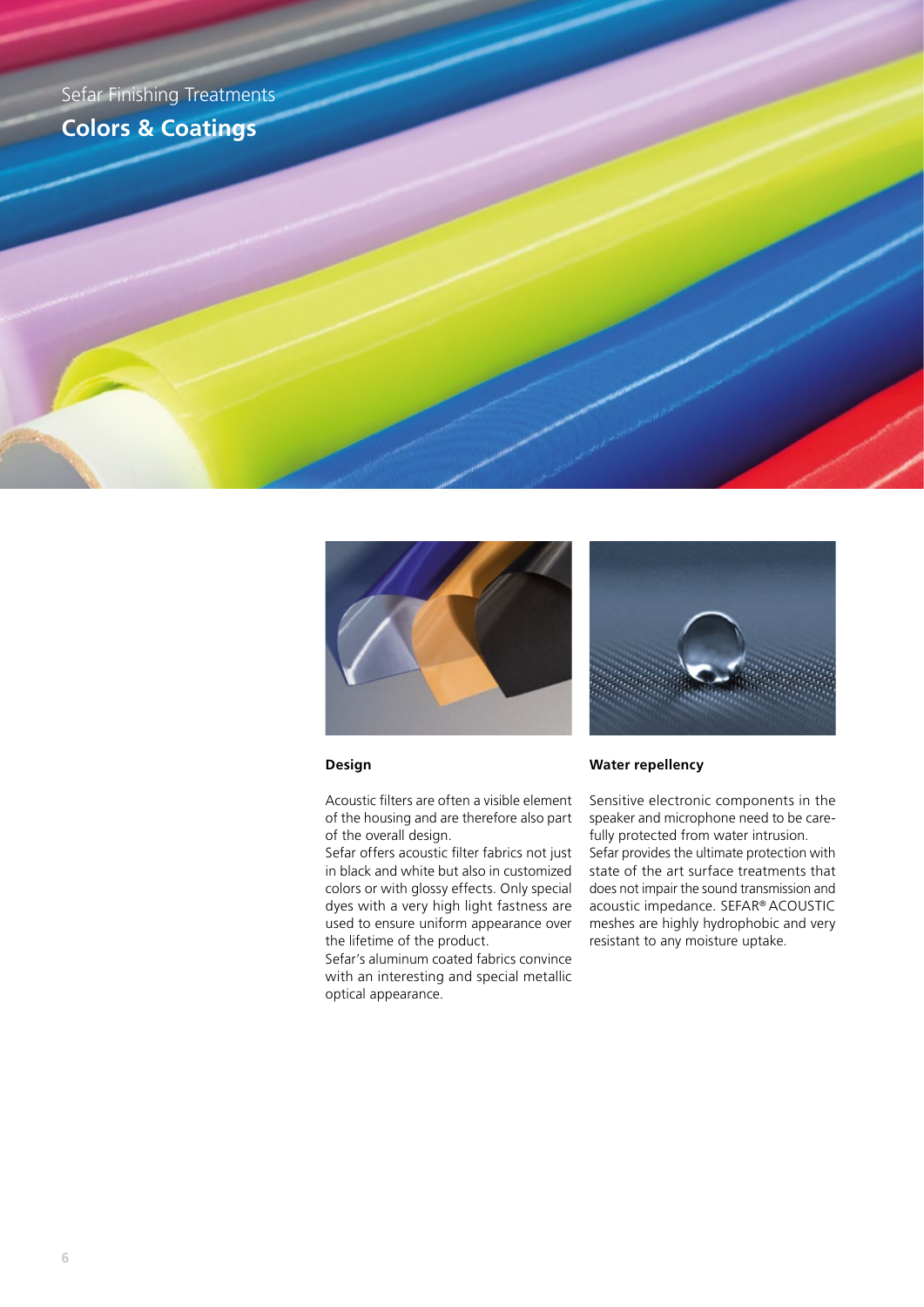Sefar Finishing Treatments

# Colors & Coatings

### Design

Acoustic filters are often a visible element of the housing and are therefore also part of the overall design.
Sefar offers acoustic filter fabrics not just in black and white but also in customized colors or with glossy effects. Only special dyes with a very high light fastness are used to ensure uniform appearance over the lifetime of the product.
Sefar's aluminum coated fabrics convince with an interesting and special metallic optical appearance.

### Water repellency

Sensitive electronic components in the speaker and microphone need to be carefully protected from water intrusion.
Sefar provides the ultimate protection with state of the art surface treatments that does not impair the sound transmission and acoustic impedance. SEFAR® ACOUSTIC meshes are highly hydrophobic and very resistant to any moisture uptake.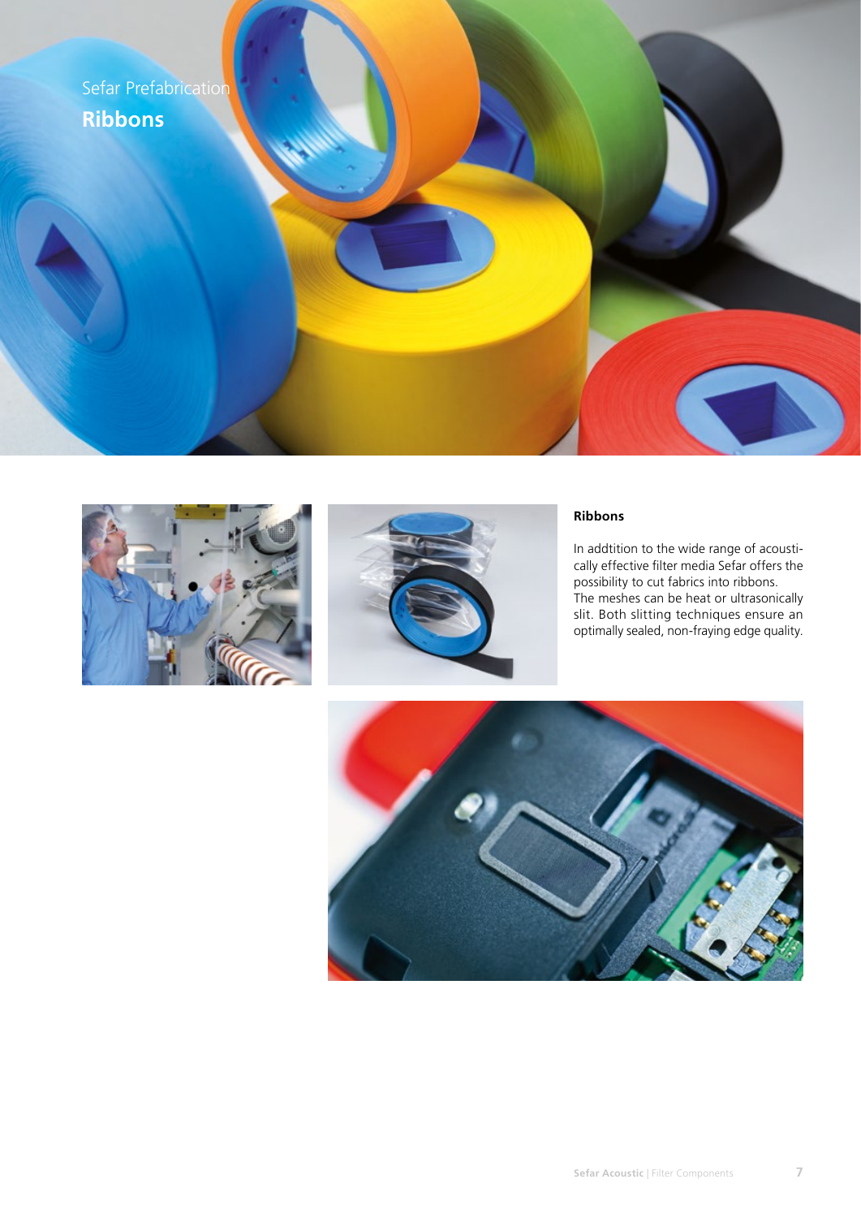Sefar Prefabrication

# Ribbons

## Ribbons

In addtition to the wide range of acoustically effective filter media Sefar offers the possibility to cut fabrics into ribbons. The meshes can be heat or ultrasonically slit. Both slitting techniques ensure an optimally sealed, non-fraying edge quality.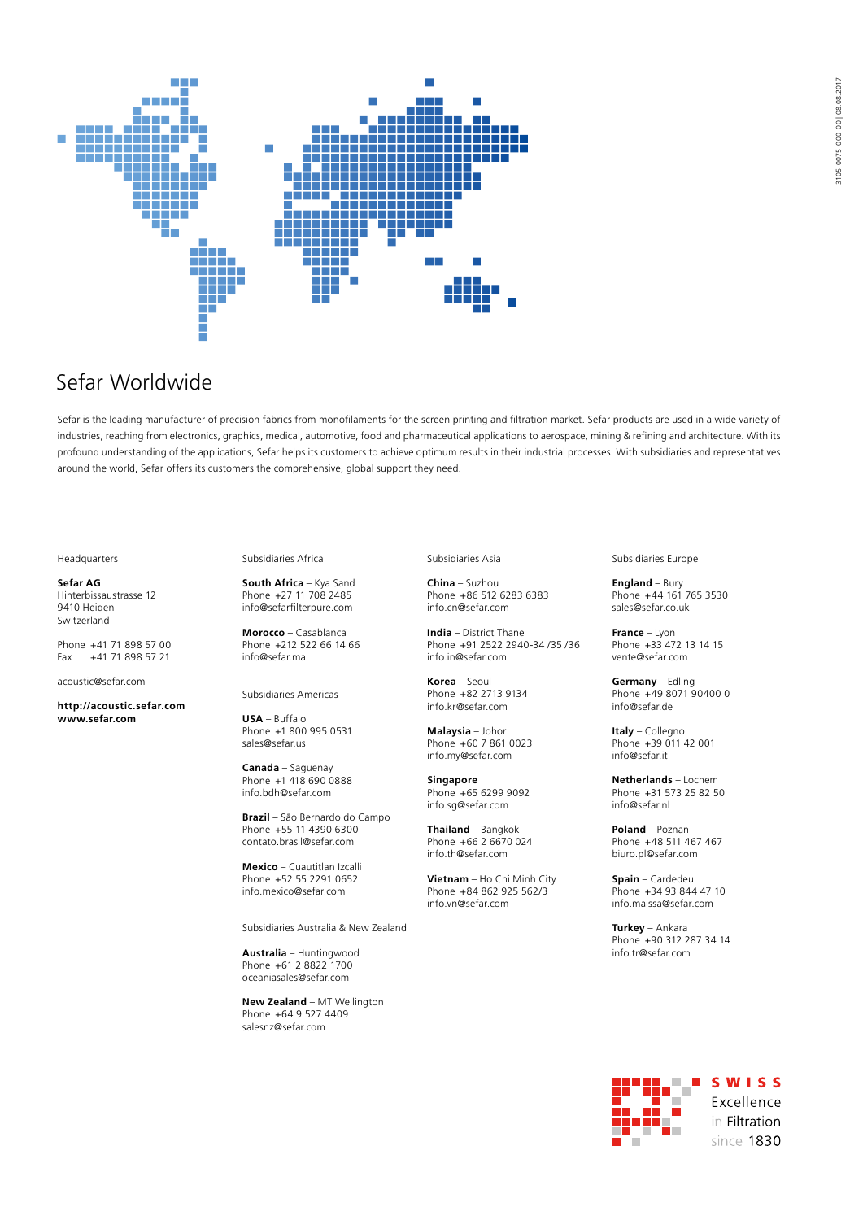# Sefar Worldwide

Sefar is the leading manufacturer of precision fabrics from monofilaments for the screen printing and filtration market. Sefar products are used in a wide variety of industries, reaching from electronics, graphics, medical, automotive, food and pharmaceutical applications to aerospace, mining & refining and architecture. With its profound understanding of the applications, Sefar helps its customers to achieve optimum results in their industrial processes. With subsidiaries and representatives around the world, Sefar offers its customers the comprehensive, global support they need.

Headquarters

**Sefar AG**
Hinterbissaustrasse 12
9410 Heiden
Switzerland

Phone +41 71 898 57 00
Fax +41 71 898 57 21

acoustic@sefar.com

**http://acoustic.sefar.com**
**www.sefar.com**

Subsidiaries Africa

**South Africa** – Kya Sand
Phone +27 11 708 2485
info@sefarfilterpure.com

**Morocco** – Casablanca
Phone +212 522 66 14 66
info@sefar.ma

Subsidiaries Americas

**USA** – Buffalo
Phone +1 800 995 0531
sales@sefar.us

**Canada** – Saguenay
Phone +1 418 690 0888
info.bdh@sefar.com

**Brazil** – São Bernardo do Campo
Phone +55 11 4390 6300
contato.brasil@sefar.com

**Mexico** – Cuautitlan Izcalli
Phone +52 55 2291 0652
info.mexico@sefar.com

Subsidiaries Australia & New Zealand

**Australia** – Huntingwood
Phone +61 2 8822 1700
oceaniasales@sefar.com

**New Zealand** – MT Wellington
Phone +64 9 527 4409
salesnz@sefar.com

Subsidiaries Asia

**China** – Suzhou
Phone +86 512 6283 6383
info.cn@sefar.com

**India** – District Thane
Phone +91 2522 2940-34 /35 /36
info.in@sefar.com

**Korea** – Seoul
Phone +82 2713 9134
info.kr@sefar.com

**Malaysia** – Johor
Phone +60 7 861 0023
info.my@sefar.com

**Singapore**
Phone +65 6299 9092
info.sg@sefar.com

**Thailand** – Bangkok
Phone +66 2 6670 024
info.th@sefar.com

**Vietnam** – Ho Chi Minh City
Phone +84 862 925 562/3
info.vn@sefar.com

Subsidiaries Europe

**England** – Bury
Phone +44 161 765 3530
sales@sefar.co.uk

**France** – Lyon
Phone +33 472 13 14 15
vente@sefar.com

**Germany** – Edling
Phone +49 8071 90400 0
info@sefar.de

**Italy** – Collegno
Phone +39 011 42 001
info@sefar.it

**Netherlands** – Lochem
Phone +31 573 25 82 50
info@sefar.nl

**Poland** – Poznan
Phone +48 511 467 467
biuro.pl@sefar.com

**Spain** – Cardedeu
Phone +34 93 844 47 10
info.maissa@sefar.com

**Turkey** – Ankara
Phone +90 312 287 34 14
info.tr@sefar.com

SWISS Excellence in Filtration since 1830

3105-0075-000-00 | 08.08.2017